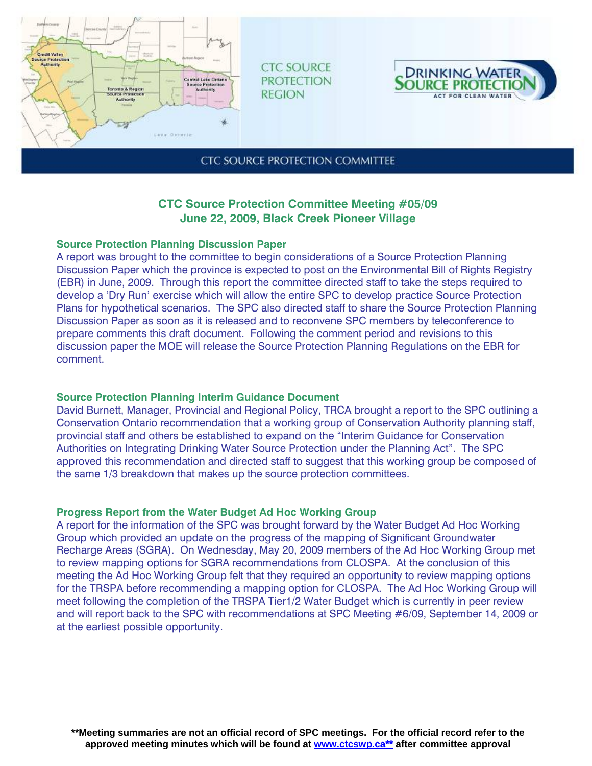CTC SOURCE PROTECTION REGION

DRINKING WATER SOURCE PROTECTION
ACT FOR CLEAN WATER

CTC SOURCE PROTECTION COMMITTEE

## CTC Source Protection Committee Meeting #05/09
## June 22, 2009, Black Creek Pioneer Village

### Source Protection Planning Discussion Paper

A report was brought to the committee to begin considerations of a Source Protection Planning Discussion Paper which the province is expected to post on the Environmental Bill of Rights Registry (EBR) in June, 2009. Through this report the committee directed staff to take the steps required to develop a 'Dry Run' exercise which will allow the entire SPC to develop practice Source Protection Plans for hypothetical scenarios. The SPC also directed staff to share the Source Protection Planning Discussion Paper as soon as it is released and to reconvene SPC members by teleconference to prepare comments this draft document. Following the comment period and revisions to this discussion paper the MOE will release the Source Protection Planning Regulations on the EBR for comment.

### Source Protection Planning Interim Guidance Document

David Burnett, Manager, Provincial and Regional Policy, TRCA brought a report to the SPC outlining a Conservation Ontario recommendation that a working group of Conservation Authority planning staff, provincial staff and others be established to expand on the "Interim Guidance for Conservation Authorities on Integrating Drinking Water Source Protection under the Planning Act". The SPC approved this recommendation and directed staff to suggest that this working group be composed of the same 1/3 breakdown that makes up the source protection committees.

### Progress Report from the Water Budget Ad Hoc Working Group

A report for the information of the SPC was brought forward by the Water Budget Ad Hoc Working Group which provided an update on the progress of the mapping of Significant Groundwater Recharge Areas (SGRA). On Wednesday, May 20, 2009 members of the Ad Hoc Working Group met to review mapping options for SGRA recommendations from CLOSPA. At the conclusion of this meeting the Ad Hoc Working Group felt that they required an opportunity to review mapping options for the TRSPA before recommending a mapping option for CLOSPA. The Ad Hoc Working Group will meet following the completion of the TRSPA Tier1/2 Water Budget which is currently in peer review and will report back to the SPC with recommendations at SPC Meeting #6/09, September 14, 2009 or at the earliest possible opportunity.

**\*\*Meeting summaries are not an official record of SPC meetings. For the official record refer to the approved meeting minutes which will be found at www.ctcswp.ca\*\* after committee approval**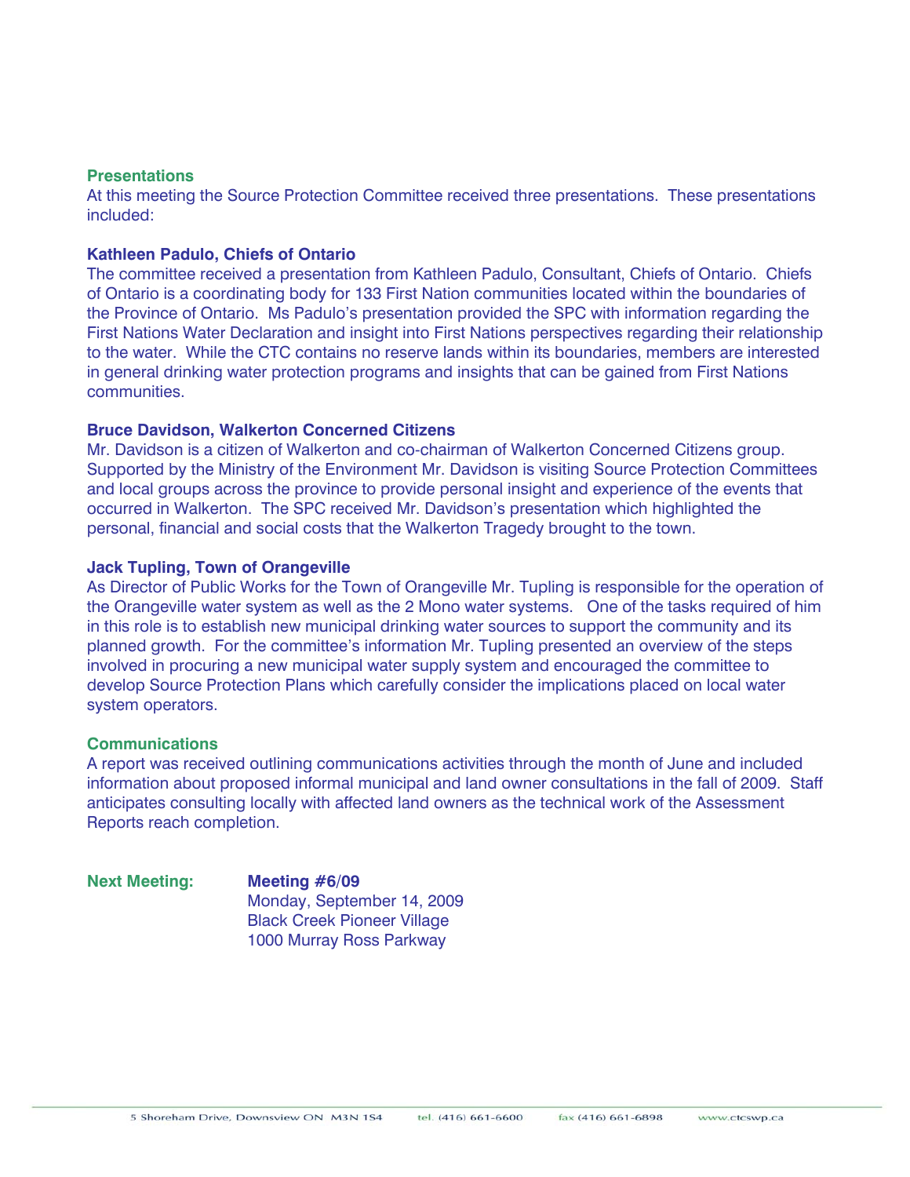## Presentations

At this meeting the Source Protection Committee received three presentations. These presentations included:

### Kathleen Padulo, Chiefs of Ontario

The committee received a presentation from Kathleen Padulo, Consultant, Chiefs of Ontario. Chiefs of Ontario is a coordinating body for 133 First Nation communities located within the boundaries of the Province of Ontario. Ms Padulo's presentation provided the SPC with information regarding the First Nations Water Declaration and insight into First Nations perspectives regarding their relationship to the water. While the CTC contains no reserve lands within its boundaries, members are interested in general drinking water protection programs and insights that can be gained from First Nations communities.

### Bruce Davidson, Walkerton Concerned Citizens

Mr. Davidson is a citizen of Walkerton and co-chairman of Walkerton Concerned Citizens group. Supported by the Ministry of the Environment Mr. Davidson is visiting Source Protection Committees and local groups across the province to provide personal insight and experience of the events that occurred in Walkerton. The SPC received Mr. Davidson's presentation which highlighted the personal, financial and social costs that the Walkerton Tragedy brought to the town.

### Jack Tupling, Town of Orangeville

As Director of Public Works for the Town of Orangeville Mr. Tupling is responsible for the operation of the Orangeville water system as well as the 2 Mono water systems. One of the tasks required of him in this role is to establish new municipal drinking water sources to support the community and its planned growth. For the committee's information Mr. Tupling presented an overview of the steps involved in procuring a new municipal water supply system and encouraged the committee to develop Source Protection Plans which carefully consider the implications placed on local water system operators.

## Communications

A report was received outlining communications activities through the month of June and included information about proposed informal municipal and land owner consultations in the fall of 2009. Staff anticipates consulting locally with affected land owners as the technical work of the Assessment Reports reach completion.

**Next Meeting:** **Meeting #6/09**
Monday, September 14, 2009
Black Creek Pioneer Village
1000 Murray Ross Parkway